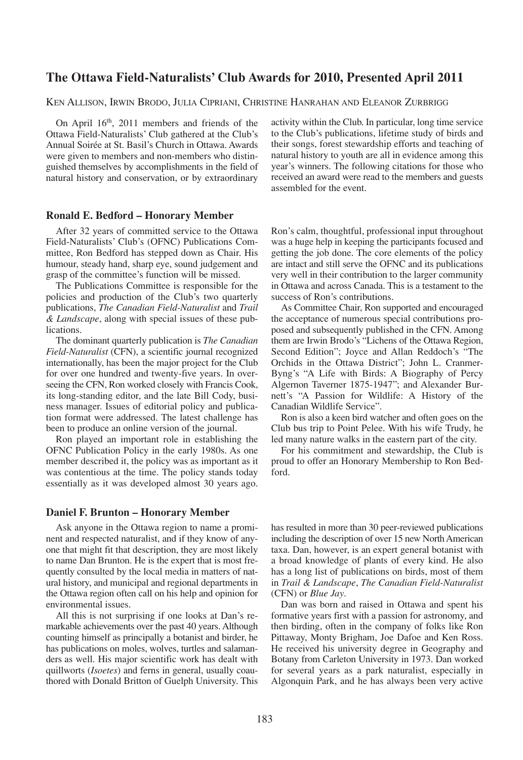# The Ottawa Field-Naturalists' Club Awards for 2010, Presented April 2011

KEN ALLISON, IRWIN BRODO, JULIA CIPRIANI, CHRISTINE HANRAHAN AND ELEANOR ZURBRIGG

On April 16th, 2011 members and friends of the Ottawa Field-Naturalists' Club gathered at the Club's Annual Soirée at St. Basil's Church in Ottawa. Awards were given to members and non-members who distinguished themselves by accomplishments in the field of natural history and conservation, or by extraordinary activity within the Club. In particular, long time service to the Club's publications, lifetime study of birds and their songs, forest stewardship efforts and teaching of natural history to youth are all in evidence among this year's winners. The following citations for those who received an award were read to the members and guests assembled for the event.

## Ronald E. Bedford – Honorary Member

After 32 years of committed service to the Ottawa Field-Naturalists' Club's (OFNC) Publications Committee, Ron Bedford has stepped down as Chair. His humour, steady hand, sharp eye, sound judgement and grasp of the committee's function will be missed.

The Publications Committee is responsible for the policies and production of the Club's two quarterly publications, *The Canadian Field-Naturalist* and *Trail & Landscape*, along with special issues of these publications.

The dominant quarterly publication is *The Canadian Field-Naturalist* (CFN), a scientific journal recognized internationally, has been the major project for the Club for over one hundred and twenty-five years. In overseeing the CFN, Ron worked closely with Francis Cook, its long-standing editor, and the late Bill Cody, business manager. Issues of editorial policy and publication format were addressed. The latest challenge has been to produce an online version of the journal.

Ron played an important role in establishing the OFNC Publication Policy in the early 1980s. As one member described it, the policy was as important as it was contentious at the time. The policy stands today essentially as it was developed almost 30 years ago. Ron's calm, thoughtful, professional input throughout was a huge help in keeping the participants focused and getting the job done. The core elements of the policy are intact and still serve the OFNC and its publications very well in their contribution to the larger community in Ottawa and across Canada. This is a testament to the success of Ron's contributions.

As Committee Chair, Ron supported and encouraged the acceptance of numerous special contributions proposed and subsequently published in the CFN. Among them are Irwin Brodo's "Lichens of the Ottawa Region, Second Edition"; Joyce and Allan Reddoch's "The Orchids in the Ottawa District"; John L. Cranmer-Byng's "A Life with Birds: A Biography of Percy Algernon Taverner 1875-1947"; and Alexander Burnett's "A Passion for Wildlife: A History of the Canadian Wildlife Service".

Ron is also a keen bird watcher and often goes on the Club bus trip to Point Pelee. With his wife Trudy, he led many nature walks in the eastern part of the city.

For his commitment and stewardship, the Club is proud to offer an Honorary Membership to Ron Bedford.

## Daniel F. Brunton – Honorary Member

Ask anyone in the Ottawa region to name a prominent and respected naturalist, and if they know of anyone that might fit that description, they are most likely to name Dan Brunton. He is the expert that is most frequently consulted by the local media in matters of natural history, and municipal and regional departments in the Ottawa region often call on his help and opinion for environmental issues.

All this is not surprising if one looks at Dan's remarkable achievements over the past 40 years. Although counting himself as principally a botanist and birder, he has publications on moles, wolves, turtles and salamanders as well. His major scientific work has dealt with quillworts (*Isoetes*) and ferns in general, usually coauthored with Donald Britton of Guelph University. This has resulted in more than 30 peer-reviewed publications including the description of over 15 new North American taxa. Dan, however, is an expert general botanist with a broad knowledge of plants of every kind. He also has a long list of publications on birds, most of them in *Trail & Landscape*, *The Canadian Field-Naturalist* (CFN) or *Blue Jay*.

Dan was born and raised in Ottawa and spent his formative years first with a passion for astronomy, and then birding, often in the company of folks like Ron Pittaway, Monty Brigham, Joe Dafoe and Ken Ross. He received his university degree in Geography and Botany from Carleton University in 1973. Dan worked for several years as a park naturalist, especially in Algonquin Park, and he has always been very active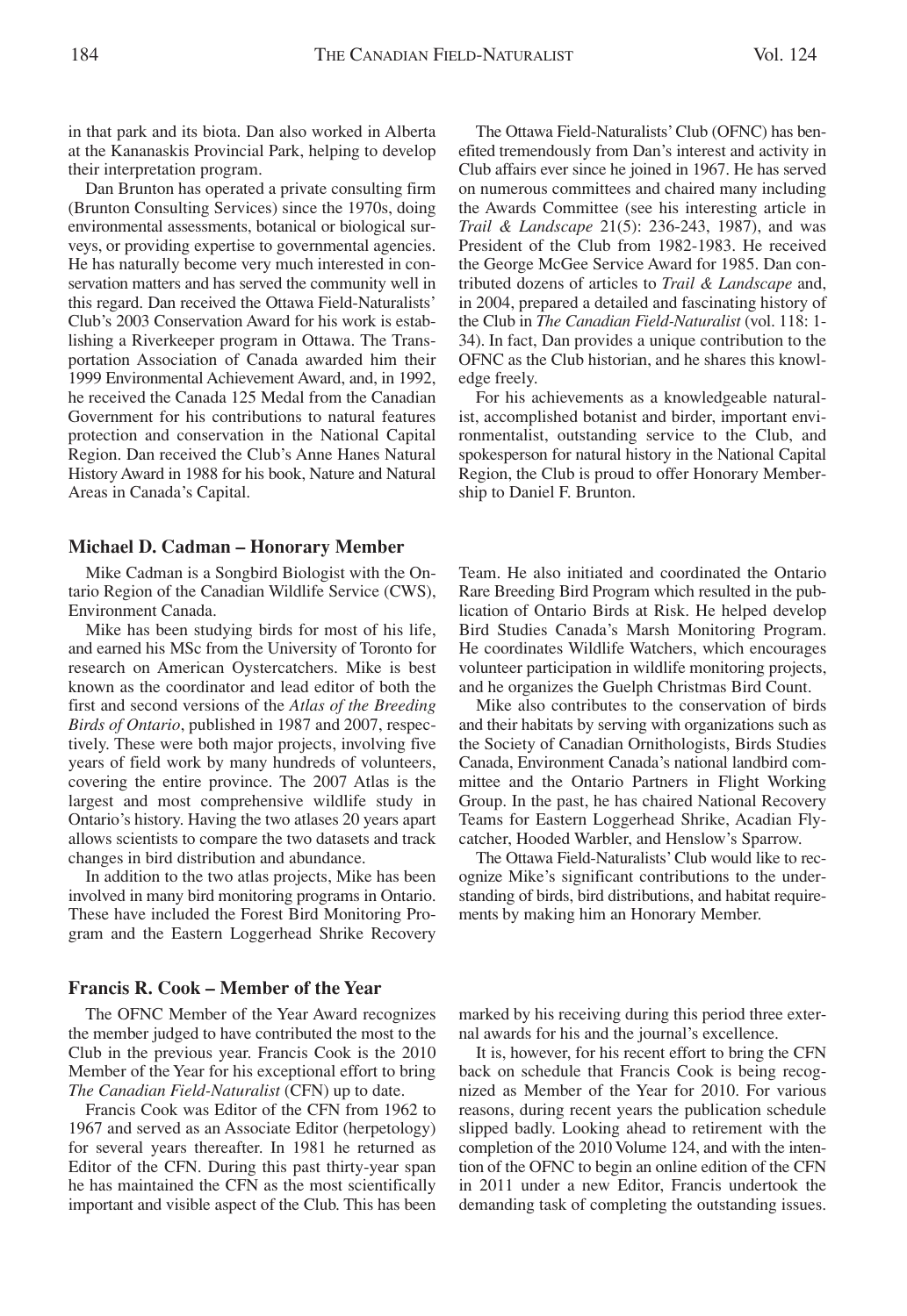in that park and its biota. Dan also worked in Alberta at the Kananaskis Provincial Park, helping to develop their interpretation program.

Dan Brunton has operated a private consulting firm (Brunton Consulting Services) since the 1970s, doing environmental assessments, botanical or biological surveys, or providing expertise to governmental agencies. He has naturally become very much interested in conservation matters and has served the community well in this regard. Dan received the Ottawa Field-Naturalists' Club's 2003 Conservation Award for his work is establishing a Riverkeeper program in Ottawa. The Transportation Association of Canada awarded him their 1999 Environmental Achievement Award, and, in 1992, he received the Canada 125 Medal from the Canadian Government for his contributions to natural features protection and conservation in the National Capital Region. Dan received the Club's Anne Hanes Natural History Award in 1988 for his book, Nature and Natural Areas in Canada's Capital.

The Ottawa Field-Naturalists' Club (OFNC) has benefited tremendously from Dan's interest and activity in Club affairs ever since he joined in 1967. He has served on numerous committees and chaired many including the Awards Committee (see his interesting article in *Trail & Landscape* 21(5): 236-243, 1987), and was President of the Club from 1982-1983. He received the George McGee Service Award for 1985. Dan contributed dozens of articles to *Trail & Landscape* and, in 2004, prepared a detailed and fascinating history of the Club in *The Canadian Field-Naturalist* (vol. 118: 1-34). In fact, Dan provides a unique contribution to the OFNC as the Club historian, and he shares this knowledge freely.

For his achievements as a knowledgeable naturalist, accomplished botanist and birder, important environmentalist, outstanding service to the Club, and spokesperson for natural history in the National Capital Region, the Club is proud to offer Honorary Membership to Daniel F. Brunton.

### Michael D. Cadman – Honorary Member

Mike Cadman is a Songbird Biologist with the Ontario Region of the Canadian Wildlife Service (CWS), Environment Canada.

Mike has been studying birds for most of his life, and earned his MSc from the University of Toronto for research on American Oystercatchers. Mike is best known as the coordinator and lead editor of both the first and second versions of the *Atlas of the Breeding Birds of Ontario*, published in 1987 and 2007, respectively. These were both major projects, involving five years of field work by many hundreds of volunteers, covering the entire province. The 2007 Atlas is the largest and most comprehensive wildlife study in Ontario's history. Having the two atlases 20 years apart allows scientists to compare the two datasets and track changes in bird distribution and abundance.

In addition to the two atlas projects, Mike has been involved in many bird monitoring programs in Ontario. These have included the Forest Bird Monitoring Program and the Eastern Loggerhead Shrike Recovery Team. He also initiated and coordinated the Ontario Rare Breeding Bird Program which resulted in the publication of Ontario Birds at Risk. He helped develop Bird Studies Canada's Marsh Monitoring Program. He coordinates Wildlife Watchers, which encourages volunteer participation in wildlife monitoring projects, and he organizes the Guelph Christmas Bird Count.

Mike also contributes to the conservation of birds and their habitats by serving with organizations such as the Society of Canadian Ornithologists, Birds Studies Canada, Environment Canada's national landbird committee and the Ontario Partners in Flight Working Group. In the past, he has chaired National Recovery Teams for Eastern Loggerhead Shrike, Acadian Flycatcher, Hooded Warbler, and Henslow's Sparrow.

The Ottawa Field-Naturalists' Club would like to recognize Mike's significant contributions to the understanding of birds, bird distributions, and habitat requirements by making him an Honorary Member.

### Francis R. Cook – Member of the Year

The OFNC Member of the Year Award recognizes the member judged to have contributed the most to the Club in the previous year. Francis Cook is the 2010 Member of the Year for his exceptional effort to bring *The Canadian Field-Naturalist* (CFN) up to date.

Francis Cook was Editor of the CFN from 1962 to 1967 and served as an Associate Editor (herpetology) for several years thereafter. In 1981 he returned as Editor of the CFN. During this past thirty-year span he has maintained the CFN as the most scientifically important and visible aspect of the Club. This has been marked by his receiving during this period three external awards for his and the journal's excellence.

It is, however, for his recent effort to bring the CFN back on schedule that Francis Cook is being recognized as Member of the Year for 2010. For various reasons, during recent years the publication schedule slipped badly. Looking ahead to retirement with the completion of the 2010 Volume 124, and with the intention of the OFNC to begin an online edition of the CFN in 2011 under a new Editor, Francis undertook the demanding task of completing the outstanding issues.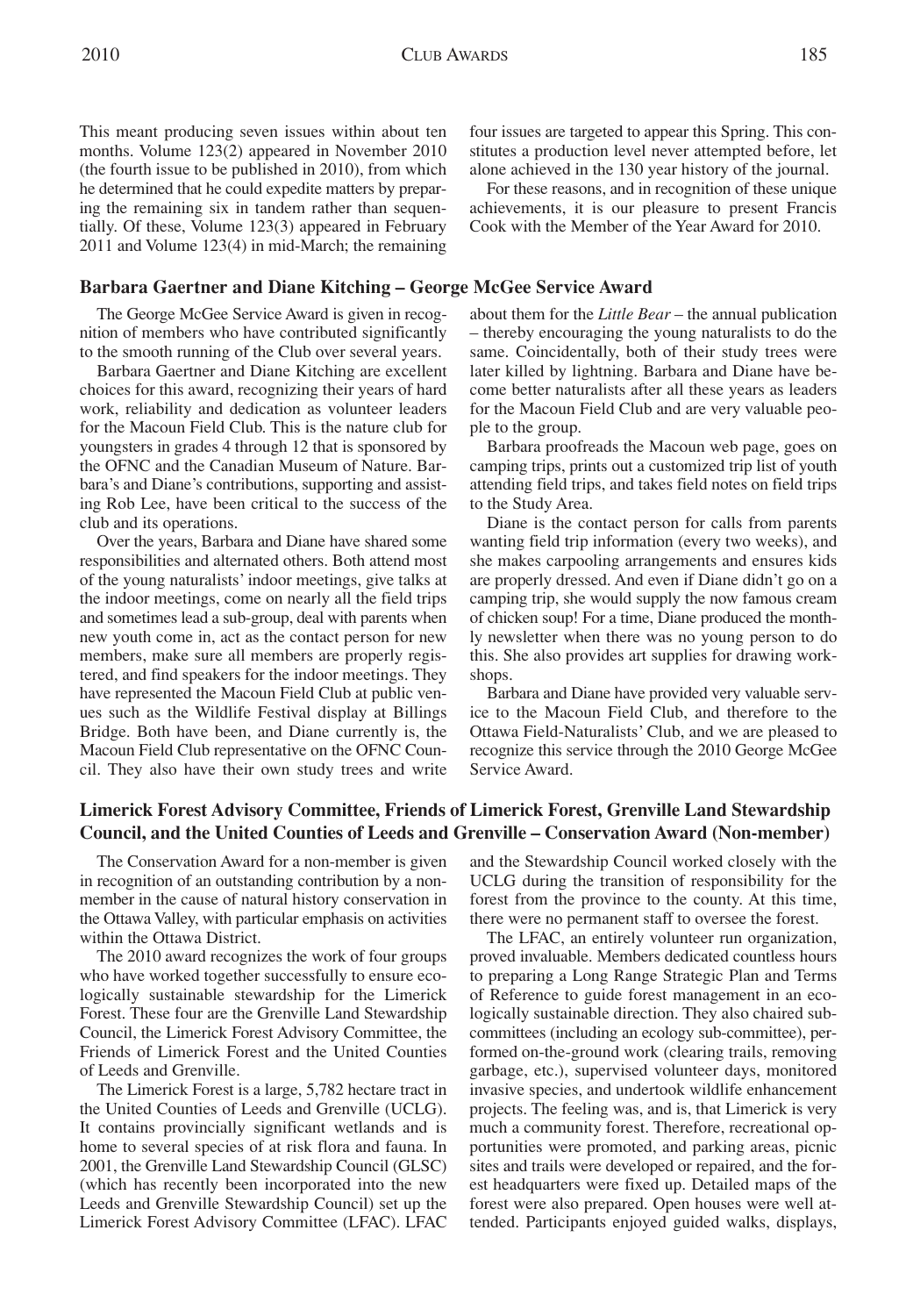This meant producing seven issues within about ten months. Volume 123(2) appeared in November 2010 (the fourth issue to be published in 2010), from which he determined that he could expedite matters by preparing the remaining six in tandem rather than sequentially. Of these, Volume 123(3) appeared in February 2011 and Volume 123(4) in mid-March; the remaining four issues are targeted to appear this Spring. This constitutes a production level never attempted before, let alone achieved in the 130 year history of the journal.

For these reasons, and in recognition of these unique achievements, it is our pleasure to present Francis Cook with the Member of the Year Award for 2010.

## Barbara Gaertner and Diane Kitching – George McGee Service Award

The George McGee Service Award is given in recognition of members who have contributed significantly to the smooth running of the Club over several years.

Barbara Gaertner and Diane Kitching are excellent choices for this award, recognizing their years of hard work, reliability and dedication as volunteer leaders for the Macoun Field Club. This is the nature club for youngsters in grades 4 through 12 that is sponsored by the OFNC and the Canadian Museum of Nature. Barbara's and Diane's contributions, supporting and assisting Rob Lee, have been critical to the success of the club and its operations.

Over the years, Barbara and Diane have shared some responsibilities and alternated others. Both attend most of the young naturalists' indoor meetings, give talks at the indoor meetings, come on nearly all the field trips and sometimes lead a sub-group, deal with parents when new youth come in, act as the contact person for new members, make sure all members are properly registered, and find speakers for the indoor meetings. They have represented the Macoun Field Club at public venues such as the Wildlife Festival display at Billings Bridge. Both have been, and Diane currently is, the Macoun Field Club representative on the OFNC Council. They also have their own study trees and write about them for the *Little Bear* – the annual publication – thereby encouraging the young naturalists to do the same. Coincidentally, both of their study trees were later killed by lightning. Barbara and Diane have become better naturalists after all these years as leaders for the Macoun Field Club and are very valuable people to the group.

Barbara proofreads the Macoun web page, goes on camping trips, prints out a customized trip list of youth attending field trips, and takes field notes on field trips to the Study Area.

Diane is the contact person for calls from parents wanting field trip information (every two weeks), and she makes carpooling arrangements and ensures kids are properly dressed. And even if Diane didn't go on a camping trip, she would supply the now famous cream of chicken soup! For a time, Diane produced the monthly newsletter when there was no young person to do this. She also provides art supplies for drawing workshops.

Barbara and Diane have provided very valuable service to the Macoun Field Club, and therefore to the Ottawa Field-Naturalists' Club, and we are pleased to recognize this service through the 2010 George McGee Service Award.

## Limerick Forest Advisory Committee, Friends of Limerick Forest, Grenville Land Stewardship Council, and the United Counties of Leeds and Grenville – Conservation Award (Non-member)

The Conservation Award for a non-member is given in recognition of an outstanding contribution by a non-member in the cause of natural history conservation in the Ottawa Valley, with particular emphasis on activities within the Ottawa District.

The 2010 award recognizes the work of four groups who have worked together successfully to ensure ecologically sustainable stewardship for the Limerick Forest. These four are the Grenville Land Stewardship Council, the Limerick Forest Advisory Committee, the Friends of Limerick Forest and the United Counties of Leeds and Grenville.

The Limerick Forest is a large, 5,782 hectare tract in the United Counties of Leeds and Grenville (UCLG). It contains provincially significant wetlands and is home to several species of at risk flora and fauna. In 2001, the Grenville Land Stewardship Council (GLSC) (which has recently been incorporated into the new Leeds and Grenville Stewardship Council) set up the Limerick Forest Advisory Committee (LFAC). LFAC and the Stewardship Council worked closely with the UCLG during the transition of responsibility for the forest from the province to the county. At this time, there were no permanent staff to oversee the forest.

The LFAC, an entirely volunteer run organization, proved invaluable. Members dedicated countless hours to preparing a Long Range Strategic Plan and Terms of Reference to guide forest management in an ecologically sustainable direction. They also chaired subcommittees (including an ecology sub-committee), performed on-the-ground work (clearing trails, removing garbage, etc.), supervised volunteer days, monitored invasive species, and undertook wildlife enhancement projects. The feeling was, and is, that Limerick is very much a community forest. Therefore, recreational opportunities were promoted, and parking areas, picnic sites and trails were developed or repaired, and the forest headquarters were fixed up. Detailed maps of the forest were also prepared. Open houses were well attended. Participants enjoyed guided walks, displays,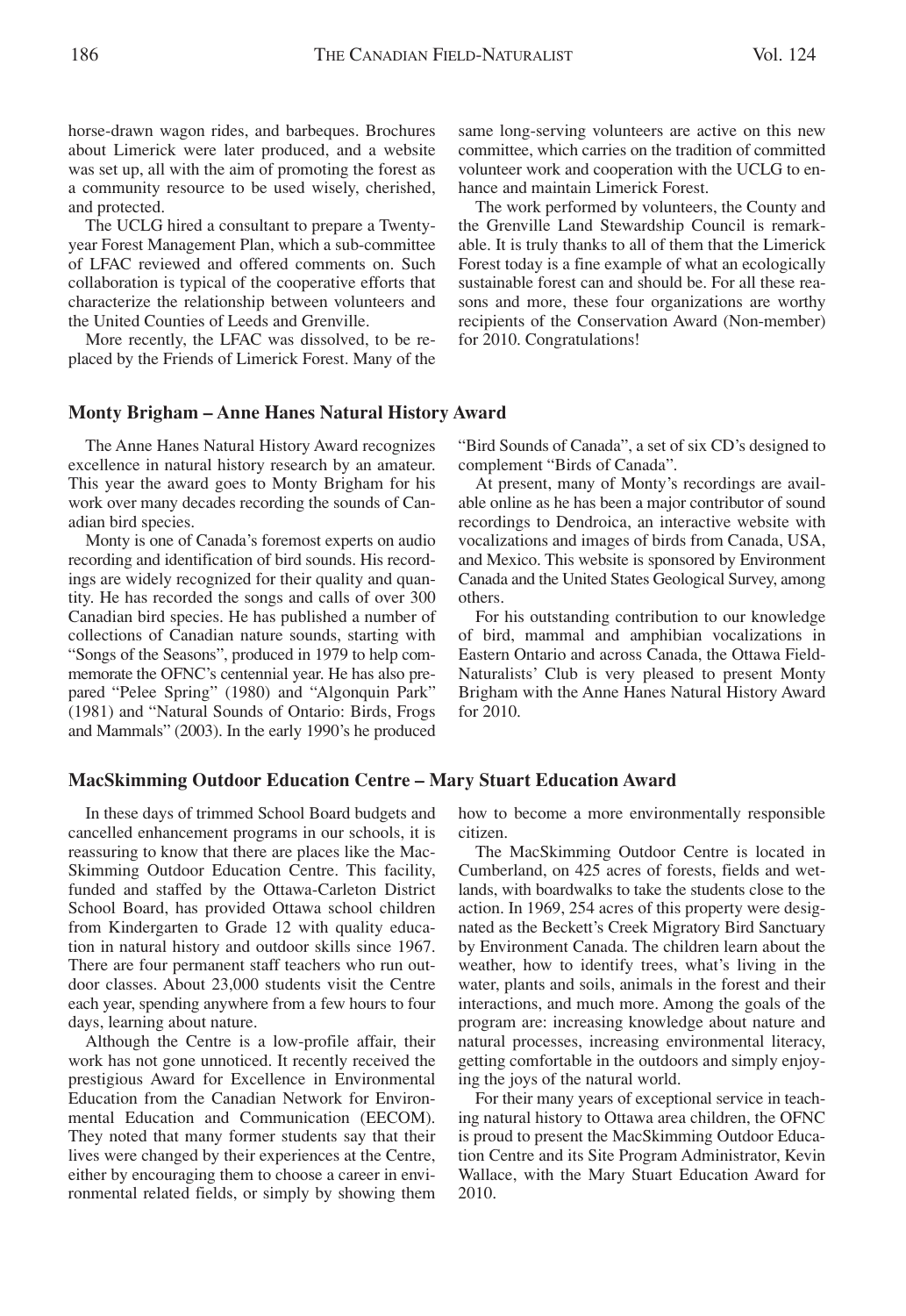horse-drawn wagon rides, and barbeques. Brochures about Limerick were later produced, and a website was set up, all with the aim of promoting the forest as a community resource to be used wisely, cherished, and protected.

The UCLG hired a consultant to prepare a Twenty-year Forest Management Plan, which a sub-committee of LFAC reviewed and offered comments on. Such collaboration is typical of the cooperative efforts that characterize the relationship between volunteers and the United Counties of Leeds and Grenville.

More recently, the LFAC was dissolved, to be replaced by the Friends of Limerick Forest. Many of the same long-serving volunteers are active on this new committee, which carries on the tradition of committed volunteer work and cooperation with the UCLG to enhance and maintain Limerick Forest.

The work performed by volunteers, the County and the Grenville Land Stewardship Council is remarkable. It is truly thanks to all of them that the Limerick Forest today is a fine example of what an ecologically sustainable forest can and should be. For all these reasons and more, these four organizations are worthy recipients of the Conservation Award (Non-member) for 2010. Congratulations!

### Monty Brigham – Anne Hanes Natural History Award

The Anne Hanes Natural History Award recognizes excellence in natural history research by an amateur. This year the award goes to Monty Brigham for his work over many decades recording the sounds of Canadian bird species.

Monty is one of Canada's foremost experts on audio recording and identification of bird sounds. His recordings are widely recognized for their quality and quantity. He has recorded the songs and calls of over 300 Canadian bird species. He has published a number of collections of Canadian nature sounds, starting with "Songs of the Seasons", produced in 1979 to help commemorate the OFNC's centennial year. He has also prepared "Pelee Spring" (1980) and "Algonquin Park" (1981) and "Natural Sounds of Ontario: Birds, Frogs and Mammals" (2003). In the early 1990's he produced "Bird Sounds of Canada", a set of six CD's designed to complement "Birds of Canada".

At present, many of Monty's recordings are available online as he has been a major contributor of sound recordings to Dendroica, an interactive website with vocalizations and images of birds from Canada, USA, and Mexico. This website is sponsored by Environment Canada and the United States Geological Survey, among others.

For his outstanding contribution to our knowledge of bird, mammal and amphibian vocalizations in Eastern Ontario and across Canada, the Ottawa Field-Naturalists' Club is very pleased to present Monty Brigham with the Anne Hanes Natural History Award for 2010.

### MacSkimming Outdoor Education Centre – Mary Stuart Education Award

In these days of trimmed School Board budgets and cancelled enhancement programs in our schools, it is reassuring to know that there are places like the MacSkimming Outdoor Education Centre. This facility, funded and staffed by the Ottawa-Carleton District School Board, has provided Ottawa school children from Kindergarten to Grade 12 with quality education in natural history and outdoor skills since 1967. There are four permanent staff teachers who run outdoor classes. About 23,000 students visit the Centre each year, spending anywhere from a few hours to four days, learning about nature.

Although the Centre is a low-profile affair, their work has not gone unnoticed. It recently received the prestigious Award for Excellence in Environmental Education from the Canadian Network for Environmental Education and Communication (EECOM). They noted that many former students say that their lives were changed by their experiences at the Centre, either by encouraging them to choose a career in environmental related fields, or simply by showing them how to become a more environmentally responsible citizen.

The MacSkimming Outdoor Centre is located in Cumberland, on 425 acres of forests, fields and wetlands, with boardwalks to take the students close to the action. In 1969, 254 acres of this property were designated as the Beckett's Creek Migratory Bird Sanctuary by Environment Canada. The children learn about the weather, how to identify trees, what's living in the water, plants and soils, animals in the forest and their interactions, and much more. Among the goals of the program are: increasing knowledge about nature and natural processes, increasing environmental literacy, getting comfortable in the outdoors and simply enjoying the joys of the natural world.

For their many years of exceptional service in teaching natural history to Ottawa area children, the OFNC is proud to present the MacSkimming Outdoor Education Centre and its Site Program Administrator, Kevin Wallace, with the Mary Stuart Education Award for 2010.